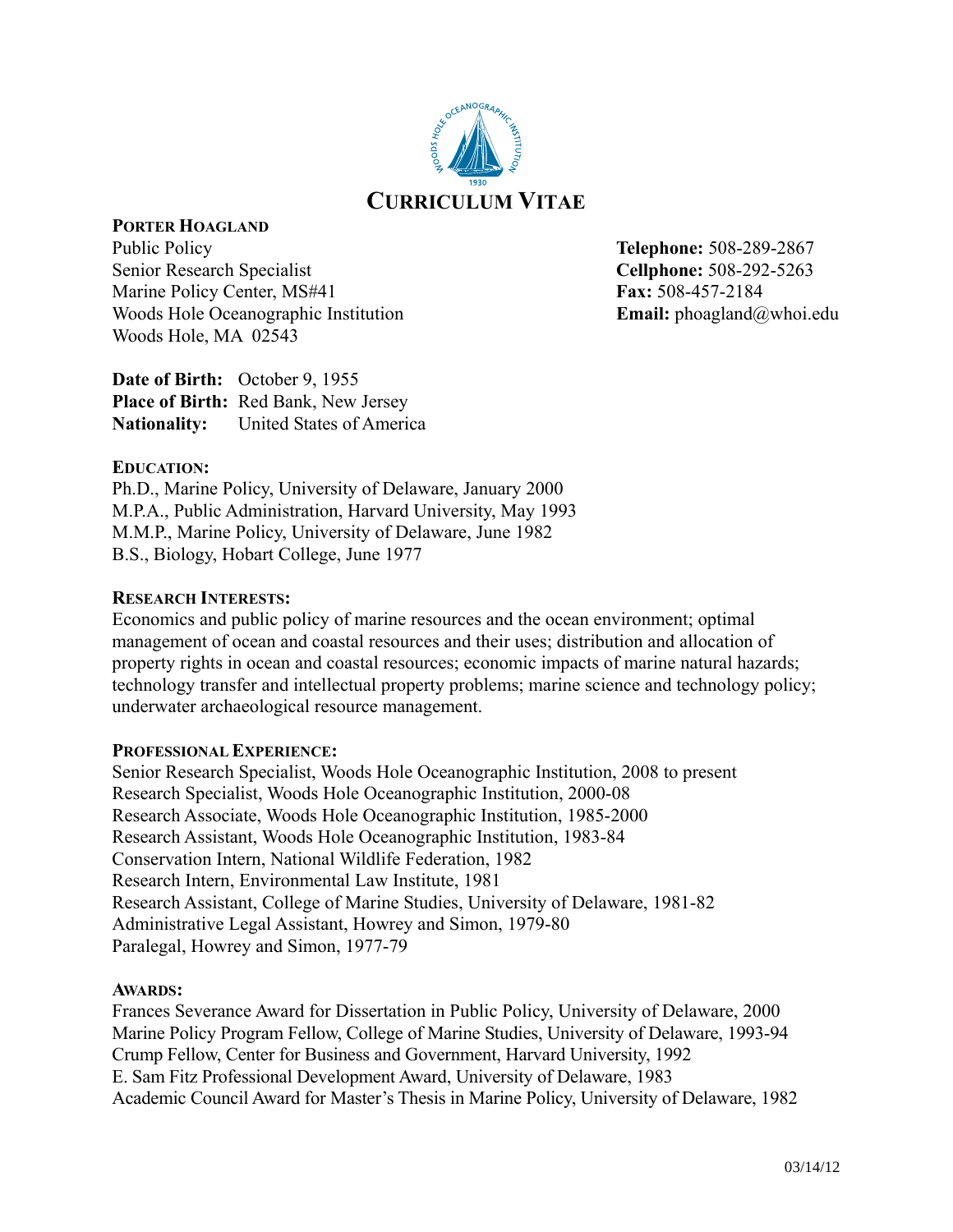# CURRICULUM VITAE

**PORTER HOAGLAND**

Public Policy
Senior Research Specialist
Marine Policy Center, MS#41
Woods Hole Oceanographic Institution
Woods Hole, MA 02543

**Telephone:** 508-289-2867
**Cellphone:** 508-292-5263
**Fax:** 508-457-2184
**Email:** phoagland@whoi.edu

**Date of Birth:** October 9, 1955
**Place of Birth:** Red Bank, New Jersey
**Nationality:** United States of America

## EDUCATION:

Ph.D., Marine Policy, University of Delaware, January 2000
M.P.A., Public Administration, Harvard University, May 1993
M.M.P., Marine Policy, University of Delaware, June 1982
B.S., Biology, Hobart College, June 1977

## RESEARCH INTERESTS:

Economics and public policy of marine resources and the ocean environment; optimal management of ocean and coastal resources and their uses; distribution and allocation of property rights in ocean and coastal resources; economic impacts of marine natural hazards; technology transfer and intellectual property problems; marine science and technology policy; underwater archaeological resource management.

## PROFESSIONAL EXPERIENCE:

Senior Research Specialist, Woods Hole Oceanographic Institution, 2008 to present
Research Specialist, Woods Hole Oceanographic Institution, 2000-08
Research Associate, Woods Hole Oceanographic Institution, 1985-2000
Research Assistant, Woods Hole Oceanographic Institution, 1983-84
Conservation Intern, National Wildlife Federation, 1982
Research Intern, Environmental Law Institute, 1981
Research Assistant, College of Marine Studies, University of Delaware, 1981-82
Administrative Legal Assistant, Howrey and Simon, 1979-80
Paralegal, Howrey and Simon, 1977-79

## AWARDS:

Frances Severance Award for Dissertation in Public Policy, University of Delaware, 2000
Marine Policy Program Fellow, College of Marine Studies, University of Delaware, 1993-94
Crump Fellow, Center for Business and Government, Harvard University, 1992
E. Sam Fitz Professional Development Award, University of Delaware, 1983
Academic Council Award for Master's Thesis in Marine Policy, University of Delaware, 1982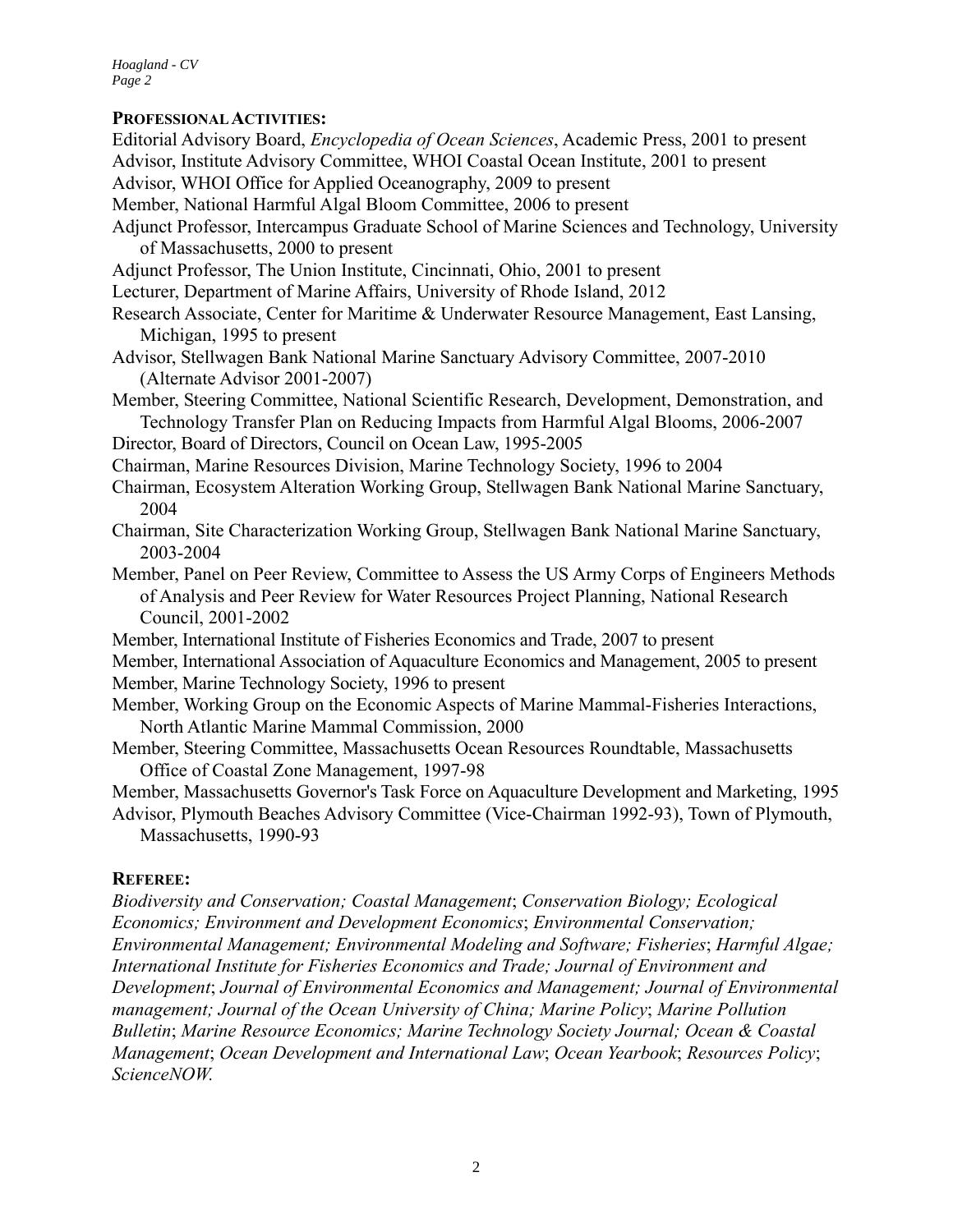## PROFESSIONAL ACTIVITIES:

Editorial Advisory Board, *Encyclopedia of Ocean Sciences*, Academic Press, 2001 to present

Advisor, Institute Advisory Committee, WHOI Coastal Ocean Institute, 2001 to present

Advisor, WHOI Office for Applied Oceanography, 2009 to present

Member, National Harmful Algal Bloom Committee, 2006 to present

Adjunct Professor, Intercampus Graduate School of Marine Sciences and Technology, University of Massachusetts, 2000 to present

Adjunct Professor, The Union Institute, Cincinnati, Ohio, 2001 to present

Lecturer, Department of Marine Affairs, University of Rhode Island, 2012

Research Associate, Center for Maritime & Underwater Resource Management, East Lansing, Michigan, 1995 to present

Advisor, Stellwagen Bank National Marine Sanctuary Advisory Committee, 2007-2010 (Alternate Advisor 2001-2007)

Member, Steering Committee, National Scientific Research, Development, Demonstration, and Technology Transfer Plan on Reducing Impacts from Harmful Algal Blooms, 2006-2007

Director, Board of Directors, Council on Ocean Law, 1995-2005

Chairman, Marine Resources Division, Marine Technology Society, 1996 to 2004

Chairman, Ecosystem Alteration Working Group, Stellwagen Bank National Marine Sanctuary, 2004

Chairman, Site Characterization Working Group, Stellwagen Bank National Marine Sanctuary, 2003-2004

Member, Panel on Peer Review, Committee to Assess the US Army Corps of Engineers Methods of Analysis and Peer Review for Water Resources Project Planning, National Research Council, 2001-2002

Member, International Institute of Fisheries Economics and Trade, 2007 to present

Member, International Association of Aquaculture Economics and Management, 2005 to present

Member, Marine Technology Society, 1996 to present

Member, Working Group on the Economic Aspects of Marine Mammal-Fisheries Interactions, North Atlantic Marine Mammal Commission, 2000

Member, Steering Committee, Massachusetts Ocean Resources Roundtable, Massachusetts Office of Coastal Zone Management, 1997-98

Member, Massachusetts Governor's Task Force on Aquaculture Development and Marketing, 1995

Advisor, Plymouth Beaches Advisory Committee (Vice-Chairman 1992-93), Town of Plymouth, Massachusetts, 1990-93

## REFEREE:

*Biodiversity and Conservation; Coastal Management*; *Conservation Biology; Ecological Economics; Environment and Development Economics*; *Environmental Conservation; Environmental Management; Environmental Modeling and Software; Fisheries*; *Harmful Algae; International Institute for Fisheries Economics and Trade; Journal of Environment and Development*; *Journal of Environmental Economics and Management; Journal of Environmental management; Journal of the Ocean University of China; Marine Policy*; *Marine Pollution Bulletin*; *Marine Resource Economics; Marine Technology Society Journal; Ocean & Coastal Management*; *Ocean Development and International Law*; *Ocean Yearbook*; *Resources Policy*; *ScienceNOW.*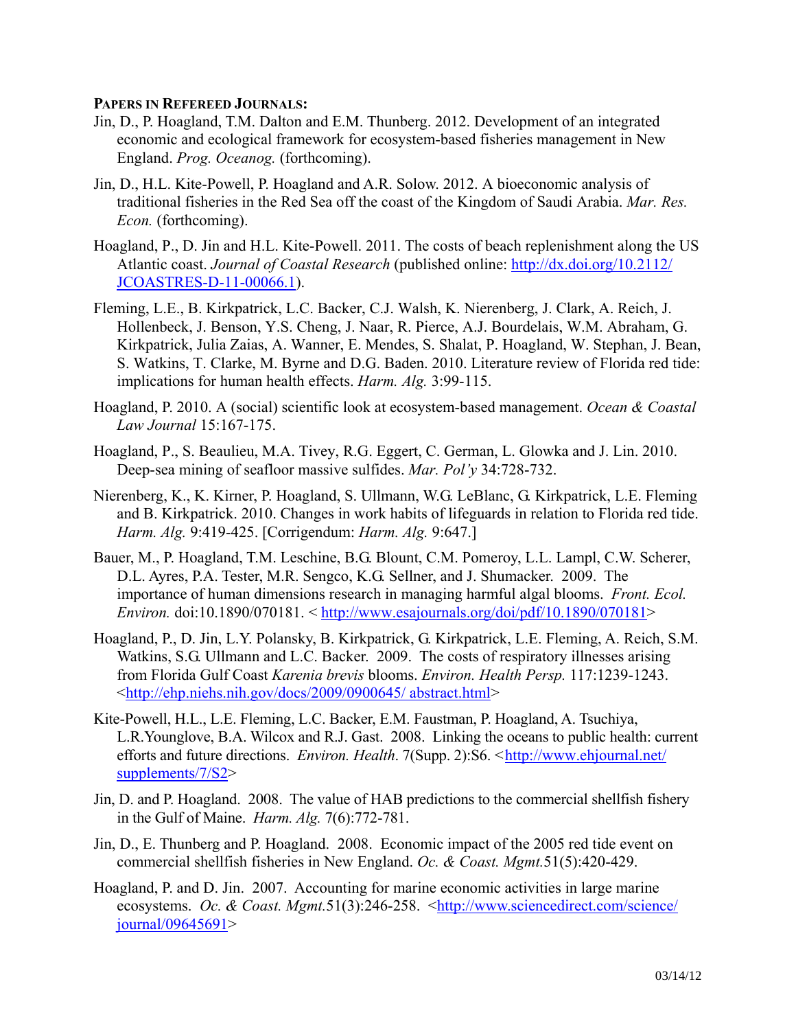**PAPERS IN REFEREED JOURNALS:**

Jin, D., P. Hoagland, T.M. Dalton and E.M. Thunberg. 2012. Development of an integrated economic and ecological framework for ecosystem-based fisheries management in New England. *Prog. Oceanog.* (forthcoming).

Jin, D., H.L. Kite-Powell, P. Hoagland and A.R. Solow. 2012. A bioeconomic analysis of traditional fisheries in the Red Sea off the coast of the Kingdom of Saudi Arabia. *Mar. Res. Econ.* (forthcoming).

Hoagland, P., D. Jin and H.L. Kite-Powell. 2011. The costs of beach replenishment along the US Atlantic coast. *Journal of Coastal Research* (published online: http://dx.doi.org/10.2112/JCOASTRES-D-11-00066.1).

Fleming, L.E., B. Kirkpatrick, L.C. Backer, C.J. Walsh, K. Nierenberg, J. Clark, A. Reich, J. Hollenbeck, J. Benson, Y.S. Cheng, J. Naar, R. Pierce, A.J. Bourdelais, W.M. Abraham, G. Kirkpatrick, Julia Zaias, A. Wanner, E. Mendes, S. Shalat, P. Hoagland, W. Stephan, J. Bean, S. Watkins, T. Clarke, M. Byrne and D.G. Baden. 2010. Literature review of Florida red tide: implications for human health effects. *Harm. Alg.* 3:99-115.

Hoagland, P. 2010. A (social) scientific look at ecosystem-based management. *Ocean & Coastal Law Journal* 15:167-175.

Hoagland, P., S. Beaulieu, M.A. Tivey, R.G. Eggert, C. German, L. Glowka and J. Lin. 2010. Deep-sea mining of seafloor massive sulfides. *Mar. Pol'y* 34:728-732.

Nierenberg, K., K. Kirner, P. Hoagland, S. Ullmann, W.G. LeBlanc, G. Kirkpatrick, L.E. Fleming and B. Kirkpatrick. 2010. Changes in work habits of lifeguards in relation to Florida red tide. *Harm. Alg.* 9:419-425. [Corrigendum: *Harm. Alg.* 9:647.]

Bauer, M., P. Hoagland, T.M. Leschine, B.G. Blount, C.M. Pomeroy, L.L. Lampl, C.W. Scherer, D.L. Ayres, P.A. Tester, M.R. Sengco, K.G. Sellner, and J. Shumacker. 2009. The importance of human dimensions research in managing harmful algal blooms. *Front. Ecol. Environ.* doi:10.1890/070181. < http://www.esajournals.org/doi/pdf/10.1890/070181>

Hoagland, P., D. Jin, L.Y. Polansky, B. Kirkpatrick, G. Kirkpatrick, L.E. Fleming, A. Reich, S.M. Watkins, S.G. Ullmann and L.C. Backer. 2009. The costs of respiratory illnesses arising from Florida Gulf Coast *Karenia brevis* blooms. *Environ. Health Persp.* 117:1239-1243. <http://ehp.niehs.nih.gov/docs/2009/0900645/ abstract.html>

Kite-Powell, H.L., L.E. Fleming, L.C. Backer, E.M. Faustman, P. Hoagland, A. Tsuchiya, L.R.Younglove, B.A. Wilcox and R.J. Gast. 2008. Linking the oceans to public health: current efforts and future directions. *Environ. Health*. 7(Supp. 2):S6. <http://www.ehjournal.net/supplements/7/S2>

Jin, D. and P. Hoagland. 2008. The value of HAB predictions to the commercial shellfish fishery in the Gulf of Maine. *Harm. Alg.* 7(6):772-781.

Jin, D., E. Thunberg and P. Hoagland. 2008. Economic impact of the 2005 red tide event on commercial shellfish fisheries in New England. *Oc. & Coast. Mgmt.*51(5):420-429.

Hoagland, P. and D. Jin. 2007. Accounting for marine economic activities in large marine ecosystems. *Oc. & Coast. Mgmt.*51(3):246-258. <http://www.sciencedirect.com/science/journal/09645691>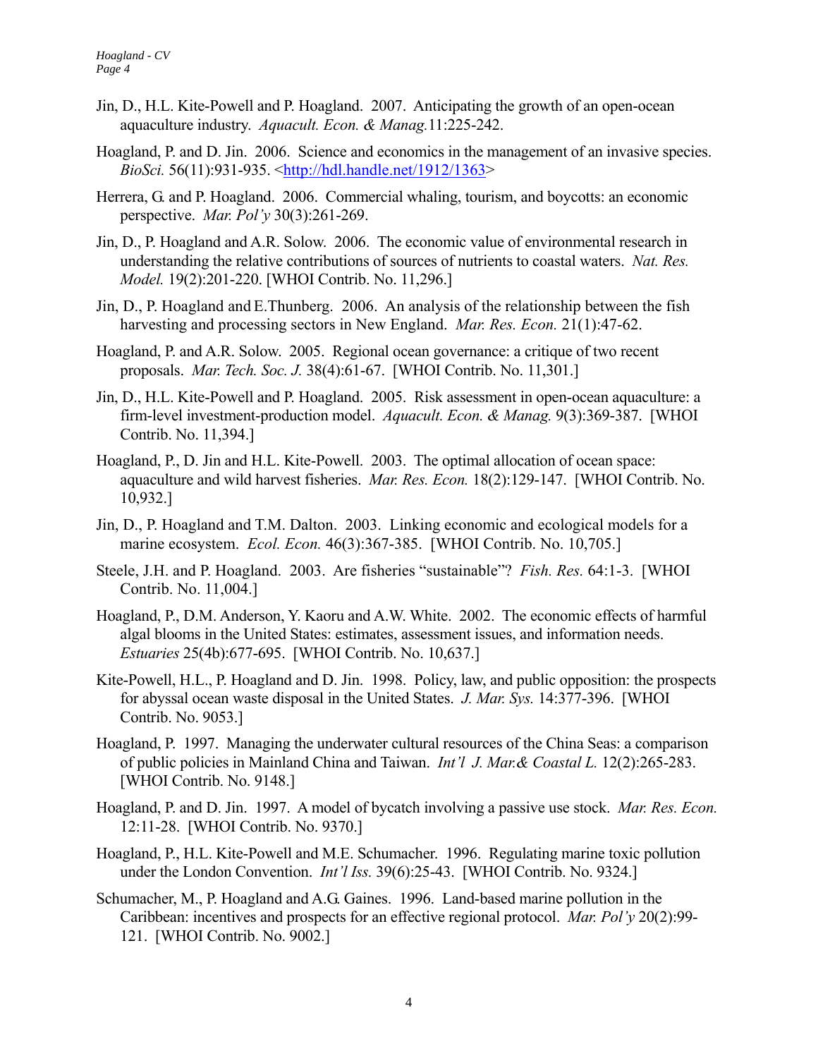Jin, D., H.L. Kite-Powell and P. Hoagland. 2007. Anticipating the growth of an open-ocean aquaculture industry. *Aquacult. Econ. & Manag.*11:225-242.

Hoagland, P. and D. Jin. 2006. Science and economics in the management of an invasive species. *BioSci.* 56(11):931-935. <http://hdl.handle.net/1912/1363>

Herrera, G. and P. Hoagland. 2006. Commercial whaling, tourism, and boycotts: an economic perspective. *Mar. Pol'y* 30(3):261-269.

Jin, D., P. Hoagland and A.R. Solow. 2006. The economic value of environmental research in understanding the relative contributions of sources of nutrients to coastal waters. *Nat. Res. Model.* 19(2):201-220. [WHOI Contrib. No. 11,296.]

Jin, D., P. Hoagland and E.Thunberg. 2006. An analysis of the relationship between the fish harvesting and processing sectors in New England. *Mar. Res. Econ.* 21(1):47-62.

Hoagland, P. and A.R. Solow. 2005. Regional ocean governance: a critique of two recent proposals. *Mar. Tech. Soc. J.* 38(4):61-67. [WHOI Contrib. No. 11,301.]

Jin, D., H.L. Kite-Powell and P. Hoagland. 2005. Risk assessment in open-ocean aquaculture: a firm-level investment-production model. *Aquacult. Econ. & Manag.* 9(3):369-387. [WHOI Contrib. No. 11,394.]

Hoagland, P., D. Jin and H.L. Kite-Powell. 2003. The optimal allocation of ocean space: aquaculture and wild harvest fisheries. *Mar. Res. Econ.* 18(2):129-147. [WHOI Contrib. No. 10,932.]

Jin, D., P. Hoagland and T.M. Dalton. 2003. Linking economic and ecological models for a marine ecosystem. *Ecol. Econ.* 46(3):367-385. [WHOI Contrib. No. 10,705.]

Steele, J.H. and P. Hoagland. 2003. Are fisheries "sustainable"? *Fish. Res.* 64:1-3. [WHOI Contrib. No. 11,004.]

Hoagland, P., D.M. Anderson, Y. Kaoru and A.W. White. 2002. The economic effects of harmful algal blooms in the United States: estimates, assessment issues, and information needs. *Estuaries* 25(4b):677-695. [WHOI Contrib. No. 10,637.]

Kite-Powell, H.L., P. Hoagland and D. Jin. 1998. Policy, law, and public opposition: the prospects for abyssal ocean waste disposal in the United States. *J. Mar. Sys.* 14:377-396. [WHOI Contrib. No. 9053.]

Hoagland, P. 1997. Managing the underwater cultural resources of the China Seas: a comparison of public policies in Mainland China and Taiwan. *Int'l J. Mar.& Coastal L.* 12(2):265-283. [WHOI Contrib. No. 9148.]

Hoagland, P. and D. Jin. 1997. A model of bycatch involving a passive use stock. *Mar. Res. Econ.* 12:11-28. [WHOI Contrib. No. 9370.]

Hoagland, P., H.L. Kite-Powell and M.E. Schumacher. 1996. Regulating marine toxic pollution under the London Convention. *Int'l Iss.* 39(6):25-43. [WHOI Contrib. No. 9324.]

Schumacher, M., P. Hoagland and A.G. Gaines. 1996. Land-based marine pollution in the Caribbean: incentives and prospects for an effective regional protocol. *Mar. Pol'y* 20(2):99-121. [WHOI Contrib. No. 9002.]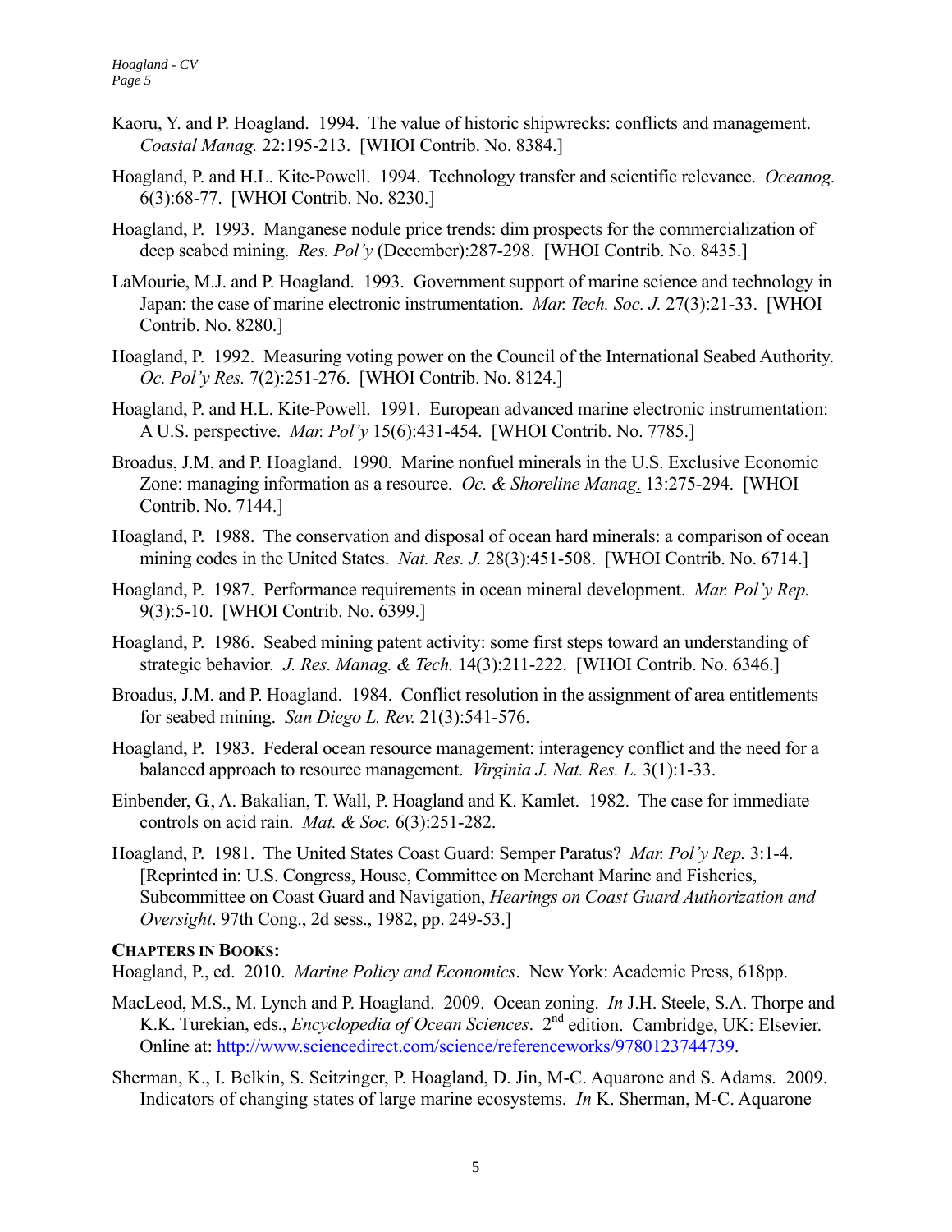Kaoru, Y. and P. Hoagland. 1994. The value of historic shipwrecks: conflicts and management. *Coastal Manag.* 22:195-213. [WHOI Contrib. No. 8384.]

Hoagland, P. and H.L. Kite-Powell. 1994. Technology transfer and scientific relevance. *Oceanog.* 6(3):68-77. [WHOI Contrib. No. 8230.]

Hoagland, P. 1993. Manganese nodule price trends: dim prospects for the commercialization of deep seabed mining. *Res. Pol'y* (December):287-298. [WHOI Contrib. No. 8435.]

LaMourie, M.J. and P. Hoagland. 1993. Government support of marine science and technology in Japan: the case of marine electronic instrumentation. *Mar. Tech. Soc. J.* 27(3):21-33. [WHOI Contrib. No. 8280.]

Hoagland, P. 1992. Measuring voting power on the Council of the International Seabed Authority. *Oc. Pol'y Res.* 7(2):251-276. [WHOI Contrib. No. 8124.]

Hoagland, P. and H.L. Kite-Powell. 1991. European advanced marine electronic instrumentation: A U.S. perspective. *Mar. Pol'y* 15(6):431-454. [WHOI Contrib. No. 7785.]

Broadus, J.M. and P. Hoagland. 1990. Marine nonfuel minerals in the U.S. Exclusive Economic Zone: managing information as a resource. *Oc. & Shoreline Manag*. 13:275-294. [WHOI Contrib. No. 7144.]

Hoagland, P. 1988. The conservation and disposal of ocean hard minerals: a comparison of ocean mining codes in the United States. *Nat. Res. J.* 28(3):451-508. [WHOI Contrib. No. 6714.]

Hoagland, P. 1987. Performance requirements in ocean mineral development. *Mar. Pol'y Rep.* 9(3):5-10. [WHOI Contrib. No. 6399.]

Hoagland, P. 1986. Seabed mining patent activity: some first steps toward an understanding of strategic behavior. *J. Res. Manag. & Tech.* 14(3):211-222. [WHOI Contrib. No. 6346.]

Broadus, J.M. and P. Hoagland. 1984. Conflict resolution in the assignment of area entitlements for seabed mining. *San Diego L. Rev.* 21(3):541-576.

Hoagland, P. 1983. Federal ocean resource management: interagency conflict and the need for a balanced approach to resource management. *Virginia J. Nat. Res. L.* 3(1):1-33.

Einbender, G., A. Bakalian, T. Wall, P. Hoagland and K. Kamlet. 1982. The case for immediate controls on acid rain. *Mat. & Soc.* 6(3):251-282.

Hoagland, P. 1981. The United States Coast Guard: Semper Paratus? *Mar. Pol'y Rep.* 3:1-4. [Reprinted in: U.S. Congress, House, Committee on Merchant Marine and Fisheries, Subcommittee on Coast Guard and Navigation, *Hearings on Coast Guard Authorization and Oversight*. 97th Cong., 2d sess., 1982, pp. 249-53.]

**CHAPTERS IN BOOKS:**

Hoagland, P., ed. 2010. *Marine Policy and Economics*. New York: Academic Press, 618pp.

MacLeod, M.S., M. Lynch and P. Hoagland. 2009. Ocean zoning. *In* J.H. Steele, S.A. Thorpe and K.K. Turekian, eds., *Encyclopedia of Ocean Sciences*. 2nd edition. Cambridge, UK: Elsevier. Online at: http://www.sciencedirect.com/science/referenceworks/9780123744739.

Sherman, K., I. Belkin, S. Seitzinger, P. Hoagland, D. Jin, M-C. Aquarone and S. Adams. 2009. Indicators of changing states of large marine ecosystems. *In* K. Sherman, M-C. Aquarone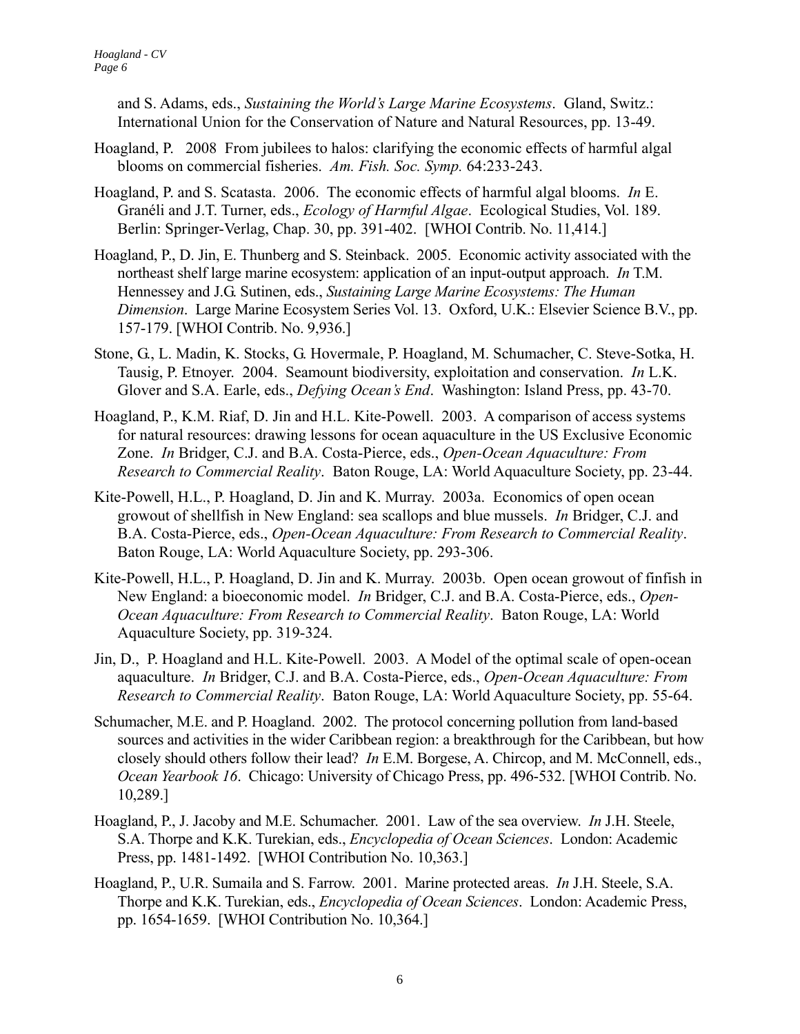and S. Adams, eds., *Sustaining the World's Large Marine Ecosystems*. Gland, Switz.: International Union for the Conservation of Nature and Natural Resources, pp. 13-49.

Hoagland, P. 2008 From jubilees to halos: clarifying the economic effects of harmful algal blooms on commercial fisheries. *Am. Fish. Soc. Symp.* 64:233-243.

Hoagland, P. and S. Scatasta. 2006. The economic effects of harmful algal blooms. *In* E. Granéli and J.T. Turner, eds., *Ecology of Harmful Algae*. Ecological Studies, Vol. 189. Berlin: Springer-Verlag, Chap. 30, pp. 391-402. [WHOI Contrib. No. 11,414.]

Hoagland, P., D. Jin, E. Thunberg and S. Steinback. 2005. Economic activity associated with the northeast shelf large marine ecosystem: application of an input-output approach. *In* T.M. Hennessey and J.G. Sutinen, eds., *Sustaining Large Marine Ecosystems: The Human Dimension*. Large Marine Ecosystem Series Vol. 13. Oxford, U.K.: Elsevier Science B.V., pp. 157-179. [WHOI Contrib. No. 9,936.]

Stone, G., L. Madin, K. Stocks, G. Hovermale, P. Hoagland, M. Schumacher, C. Steve-Sotka, H. Tausig, P. Etnoyer. 2004. Seamount biodiversity, exploitation and conservation. *In* L.K. Glover and S.A. Earle, eds., *Defying Ocean's End*. Washington: Island Press, pp. 43-70.

Hoagland, P., K.M. Riaf, D. Jin and H.L. Kite-Powell. 2003. A comparison of access systems for natural resources: drawing lessons for ocean aquaculture in the US Exclusive Economic Zone. *In* Bridger, C.J. and B.A. Costa-Pierce, eds., *Open-Ocean Aquaculture: From Research to Commercial Reality*. Baton Rouge, LA: World Aquaculture Society, pp. 23-44.

Kite-Powell, H.L., P. Hoagland, D. Jin and K. Murray. 2003a. Economics of open ocean growout of shellfish in New England: sea scallops and blue mussels. *In* Bridger, C.J. and B.A. Costa-Pierce, eds., *Open-Ocean Aquaculture: From Research to Commercial Reality*. Baton Rouge, LA: World Aquaculture Society, pp. 293-306.

Kite-Powell, H.L., P. Hoagland, D. Jin and K. Murray. 2003b. Open ocean growout of finfish in New England: a bioeconomic model. *In* Bridger, C.J. and B.A. Costa-Pierce, eds., *Open-Ocean Aquaculture: From Research to Commercial Reality*. Baton Rouge, LA: World Aquaculture Society, pp. 319-324.

Jin, D., P. Hoagland and H.L. Kite-Powell. 2003. A Model of the optimal scale of open-ocean aquaculture. *In* Bridger, C.J. and B.A. Costa-Pierce, eds., *Open-Ocean Aquaculture: From Research to Commercial Reality*. Baton Rouge, LA: World Aquaculture Society, pp. 55-64.

Schumacher, M.E. and P. Hoagland. 2002. The protocol concerning pollution from land-based sources and activities in the wider Caribbean region: a breakthrough for the Caribbean, but how closely should others follow their lead? *In* E.M. Borgese, A. Chircop, and M. McConnell, eds., *Ocean Yearbook 16*. Chicago: University of Chicago Press, pp. 496-532. [WHOI Contrib. No. 10,289.]

Hoagland, P., J. Jacoby and M.E. Schumacher. 2001. Law of the sea overview. *In* J.H. Steele, S.A. Thorpe and K.K. Turekian, eds., *Encyclopedia of Ocean Sciences*. London: Academic Press, pp. 1481-1492. [WHOI Contribution No. 10,363.]

Hoagland, P., U.R. Sumaila and S. Farrow. 2001. Marine protected areas. *In* J.H. Steele, S.A. Thorpe and K.K. Turekian, eds., *Encyclopedia of Ocean Sciences*. London: Academic Press, pp. 1654-1659. [WHOI Contribution No. 10,364.]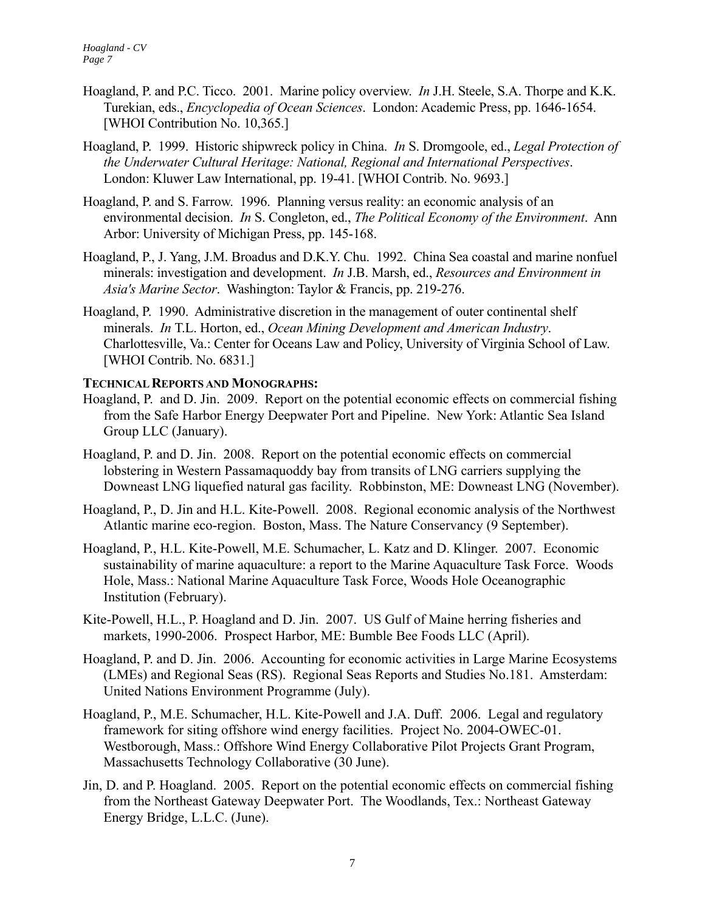Hoagland, P. and P.C. Ticco. 2001. Marine policy overview. *In* J.H. Steele, S.A. Thorpe and K.K. Turekian, eds., *Encyclopedia of Ocean Sciences*. London: Academic Press, pp. 1646-1654. [WHOI Contribution No. 10,365.]

Hoagland, P. 1999. Historic shipwreck policy in China. *In* S. Dromgoole, ed., *Legal Protection of the Underwater Cultural Heritage: National, Regional and International Perspectives*. London: Kluwer Law International, pp. 19-41. [WHOI Contrib. No. 9693.]

Hoagland, P. and S. Farrow. 1996. Planning versus reality: an economic analysis of an environmental decision. *In* S. Congleton, ed., *The Political Economy of the Environment*. Ann Arbor: University of Michigan Press, pp. 145-168.

Hoagland, P., J. Yang, J.M. Broadus and D.K.Y. Chu. 1992. China Sea coastal and marine nonfuel minerals: investigation and development. *In* J.B. Marsh, ed., *Resources and Environment in Asia's Marine Sector*. Washington: Taylor & Francis, pp. 219-276.

Hoagland, P. 1990. Administrative discretion in the management of outer continental shelf minerals. *In* T.L. Horton, ed., *Ocean Mining Development and American Industry*. Charlottesville, Va.: Center for Oceans Law and Policy, University of Virginia School of Law. [WHOI Contrib. No. 6831.]

**TECHNICAL REPORTS AND MONOGRAPHS:**

Hoagland, P. and D. Jin. 2009. Report on the potential economic effects on commercial fishing from the Safe Harbor Energy Deepwater Port and Pipeline. New York: Atlantic Sea Island Group LLC (January).

Hoagland, P. and D. Jin. 2008. Report on the potential economic effects on commercial lobstering in Western Passamaquoddy bay from transits of LNG carriers supplying the Downeast LNG liquefied natural gas facility. Robbinston, ME: Downeast LNG (November).

Hoagland, P., D. Jin and H.L. Kite-Powell. 2008. Regional economic analysis of the Northwest Atlantic marine eco-region. Boston, Mass. The Nature Conservancy (9 September).

Hoagland, P., H.L. Kite-Powell, M.E. Schumacher, L. Katz and D. Klinger. 2007. Economic sustainability of marine aquaculture: a report to the Marine Aquaculture Task Force. Woods Hole, Mass.: National Marine Aquaculture Task Force, Woods Hole Oceanographic Institution (February).

Kite-Powell, H.L., P. Hoagland and D. Jin. 2007. US Gulf of Maine herring fisheries and markets, 1990-2006. Prospect Harbor, ME: Bumble Bee Foods LLC (April).

Hoagland, P. and D. Jin. 2006. Accounting for economic activities in Large Marine Ecosystems (LMEs) and Regional Seas (RS). Regional Seas Reports and Studies No.181. Amsterdam: United Nations Environment Programme (July).

Hoagland, P., M.E. Schumacher, H.L. Kite-Powell and J.A. Duff. 2006. Legal and regulatory framework for siting offshore wind energy facilities. Project No. 2004-OWEC-01. Westborough, Mass.: Offshore Wind Energy Collaborative Pilot Projects Grant Program, Massachusetts Technology Collaborative (30 June).

Jin, D. and P. Hoagland. 2005. Report on the potential economic effects on commercial fishing from the Northeast Gateway Deepwater Port. The Woodlands, Tex.: Northeast Gateway Energy Bridge, L.L.C. (June).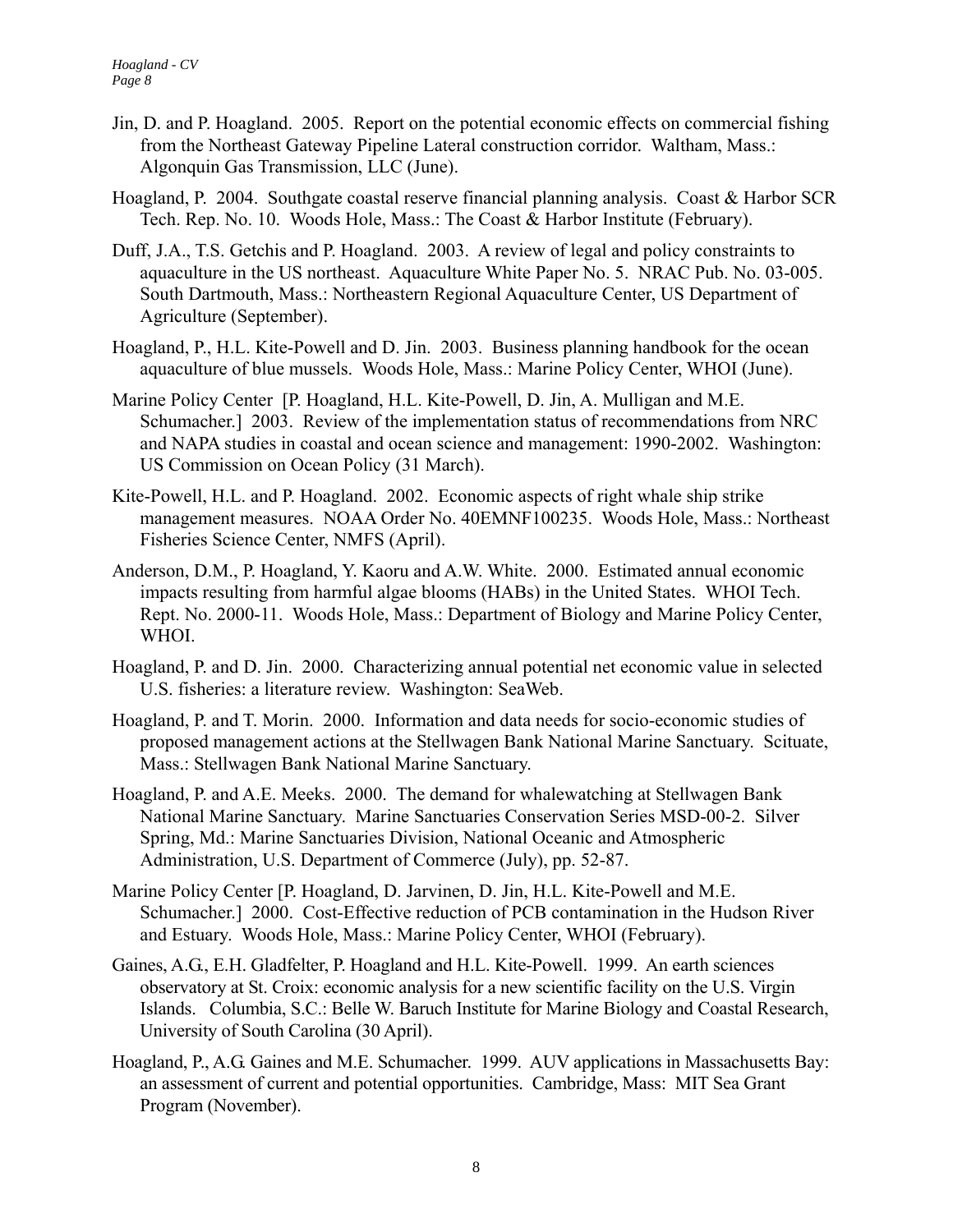Jin, D. and P. Hoagland. 2005. Report on the potential economic effects on commercial fishing from the Northeast Gateway Pipeline Lateral construction corridor. Waltham, Mass.: Algonquin Gas Transmission, LLC (June).

Hoagland, P. 2004. Southgate coastal reserve financial planning analysis. Coast & Harbor SCR Tech. Rep. No. 10. Woods Hole, Mass.: The Coast & Harbor Institute (February).

Duff, J.A., T.S. Getchis and P. Hoagland. 2003. A review of legal and policy constraints to aquaculture in the US northeast. Aquaculture White Paper No. 5. NRAC Pub. No. 03-005. South Dartmouth, Mass.: Northeastern Regional Aquaculture Center, US Department of Agriculture (September).

Hoagland, P., H.L. Kite-Powell and D. Jin. 2003. Business planning handbook for the ocean aquaculture of blue mussels. Woods Hole, Mass.: Marine Policy Center, WHOI (June).

Marine Policy Center [P. Hoagland, H.L. Kite-Powell, D. Jin, A. Mulligan and M.E. Schumacher.] 2003. Review of the implementation status of recommendations from NRC and NAPA studies in coastal and ocean science and management: 1990-2002. Washington: US Commission on Ocean Policy (31 March).

Kite-Powell, H.L. and P. Hoagland. 2002. Economic aspects of right whale ship strike management measures. NOAA Order No. 40EMNF100235. Woods Hole, Mass.: Northeast Fisheries Science Center, NMFS (April).

Anderson, D.M., P. Hoagland, Y. Kaoru and A.W. White. 2000. Estimated annual economic impacts resulting from harmful algae blooms (HABs) in the United States. WHOI Tech. Rept. No. 2000-11. Woods Hole, Mass.: Department of Biology and Marine Policy Center, WHOI.

Hoagland, P. and D. Jin. 2000. Characterizing annual potential net economic value in selected U.S. fisheries: a literature review. Washington: SeaWeb.

Hoagland, P. and T. Morin. 2000. Information and data needs for socio-economic studies of proposed management actions at the Stellwagen Bank National Marine Sanctuary. Scituate, Mass.: Stellwagen Bank National Marine Sanctuary.

Hoagland, P. and A.E. Meeks. 2000. The demand for whalewatching at Stellwagen Bank National Marine Sanctuary. Marine Sanctuaries Conservation Series MSD-00-2. Silver Spring, Md.: Marine Sanctuaries Division, National Oceanic and Atmospheric Administration, U.S. Department of Commerce (July), pp. 52-87.

Marine Policy Center [P. Hoagland, D. Jarvinen, D. Jin, H.L. Kite-Powell and M.E. Schumacher.] 2000. Cost-Effective reduction of PCB contamination in the Hudson River and Estuary. Woods Hole, Mass.: Marine Policy Center, WHOI (February).

Gaines, A.G., E.H. Gladfelter, P. Hoagland and H.L. Kite-Powell. 1999. An earth sciences observatory at St. Croix: economic analysis for a new scientific facility on the U.S. Virgin Islands. Columbia, S.C.: Belle W. Baruch Institute for Marine Biology and Coastal Research, University of South Carolina (30 April).

Hoagland, P., A.G. Gaines and M.E. Schumacher. 1999. AUV applications in Massachusetts Bay: an assessment of current and potential opportunities. Cambridge, Mass: MIT Sea Grant Program (November).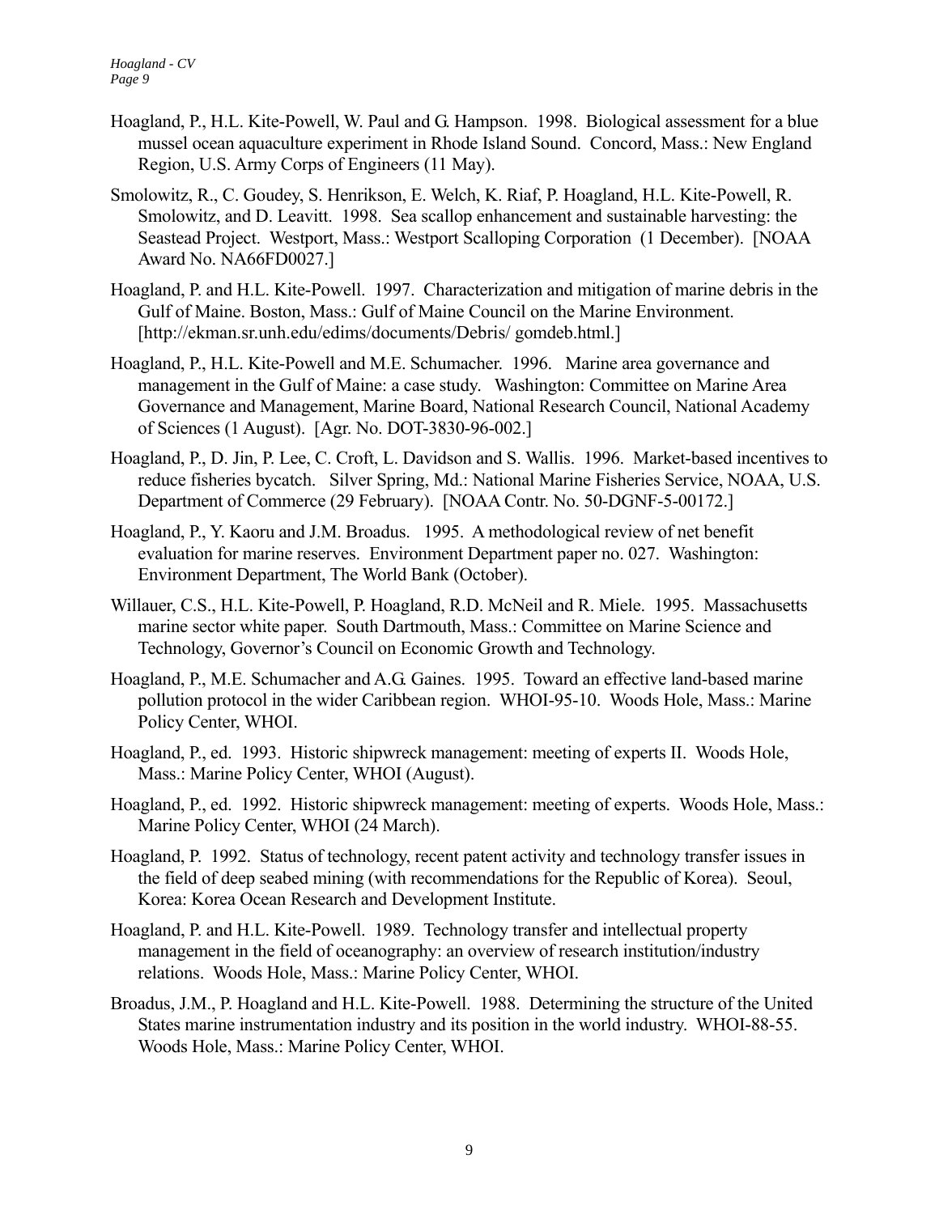Hoagland, P., H.L. Kite-Powell, W. Paul and G. Hampson. 1998. Biological assessment for a blue mussel ocean aquaculture experiment in Rhode Island Sound. Concord, Mass.: New England Region, U.S. Army Corps of Engineers (11 May).

Smolowitz, R., C. Goudey, S. Henrikson, E. Welch, K. Riaf, P. Hoagland, H.L. Kite-Powell, R. Smolowitz, and D. Leavitt. 1998. Sea scallop enhancement and sustainable harvesting: the Seastead Project. Westport, Mass.: Westport Scalloping Corporation (1 December). [NOAA Award No. NA66FD0027.]

Hoagland, P. and H.L. Kite-Powell. 1997. Characterization and mitigation of marine debris in the Gulf of Maine. Boston, Mass.: Gulf of Maine Council on the Marine Environment. [http://ekman.sr.unh.edu/edims/documents/Debris/ gomdeb.html.]

Hoagland, P., H.L. Kite-Powell and M.E. Schumacher. 1996. Marine area governance and management in the Gulf of Maine: a case study. Washington: Committee on Marine Area Governance and Management, Marine Board, National Research Council, National Academy of Sciences (1 August). [Agr. No. DOT-3830-96-002.]

Hoagland, P., D. Jin, P. Lee, C. Croft, L. Davidson and S. Wallis. 1996. Market-based incentives to reduce fisheries bycatch. Silver Spring, Md.: National Marine Fisheries Service, NOAA, U.S. Department of Commerce (29 February). [NOAA Contr. No. 50-DGNF-5-00172.]

Hoagland, P., Y. Kaoru and J.M. Broadus. 1995. A methodological review of net benefit evaluation for marine reserves. Environment Department paper no. 027. Washington: Environment Department, The World Bank (October).

Willauer, C.S., H.L. Kite-Powell, P. Hoagland, R.D. McNeil and R. Miele. 1995. Massachusetts marine sector white paper. South Dartmouth, Mass.: Committee on Marine Science and Technology, Governor's Council on Economic Growth and Technology.

Hoagland, P., M.E. Schumacher and A.G. Gaines. 1995. Toward an effective land-based marine pollution protocol in the wider Caribbean region. WHOI-95-10. Woods Hole, Mass.: Marine Policy Center, WHOI.

Hoagland, P., ed. 1993. Historic shipwreck management: meeting of experts II. Woods Hole, Mass.: Marine Policy Center, WHOI (August).

Hoagland, P., ed. 1992. Historic shipwreck management: meeting of experts. Woods Hole, Mass.: Marine Policy Center, WHOI (24 March).

Hoagland, P. 1992. Status of technology, recent patent activity and technology transfer issues in the field of deep seabed mining (with recommendations for the Republic of Korea). Seoul, Korea: Korea Ocean Research and Development Institute.

Hoagland, P. and H.L. Kite-Powell. 1989. Technology transfer and intellectual property management in the field of oceanography: an overview of research institution/industry relations. Woods Hole, Mass.: Marine Policy Center, WHOI.

Broadus, J.M., P. Hoagland and H.L. Kite-Powell. 1988. Determining the structure of the United States marine instrumentation industry and its position in the world industry. WHOI-88-55. Woods Hole, Mass.: Marine Policy Center, WHOI.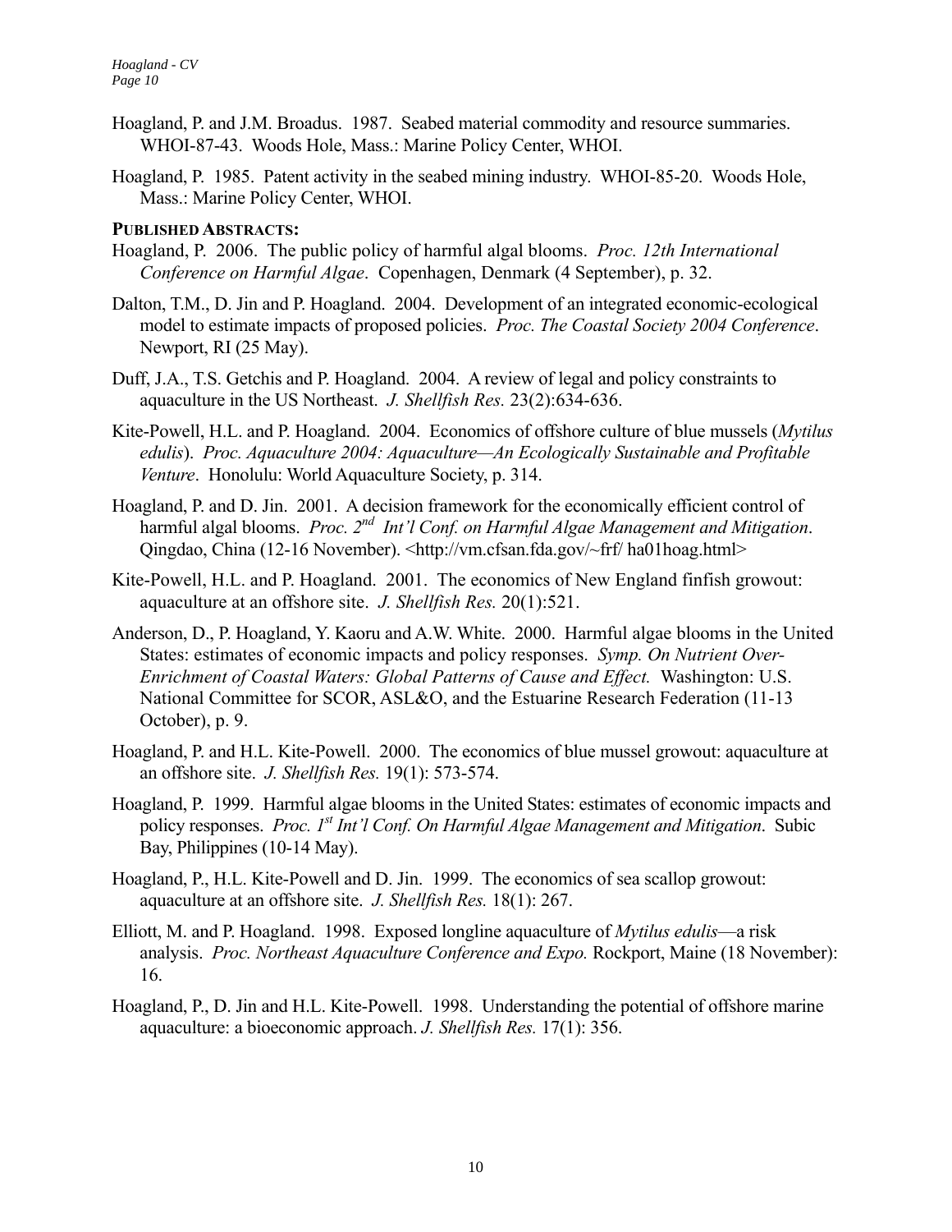Hoagland, P. and J.M. Broadus. 1987. Seabed material commodity and resource summaries. WHOI-87-43. Woods Hole, Mass.: Marine Policy Center, WHOI.

Hoagland, P. 1985. Patent activity in the seabed mining industry. WHOI-85-20. Woods Hole, Mass.: Marine Policy Center, WHOI.

**PUBLISHED ABSTRACTS:**

Hoagland, P. 2006. The public policy of harmful algal blooms. *Proc. 12th International Conference on Harmful Algae*. Copenhagen, Denmark (4 September), p. 32.

Dalton, T.M., D. Jin and P. Hoagland. 2004. Development of an integrated economic-ecological model to estimate impacts of proposed policies. *Proc. The Coastal Society 2004 Conference*. Newport, RI (25 May).

Duff, J.A., T.S. Getchis and P. Hoagland. 2004. A review of legal and policy constraints to aquaculture in the US Northeast. *J. Shellfish Res.* 23(2):634-636.

Kite-Powell, H.L. and P. Hoagland. 2004. Economics of offshore culture of blue mussels (*Mytilus edulis*). *Proc. Aquaculture 2004: Aquaculture—An Ecologically Sustainable and Profitable Venture*. Honolulu: World Aquaculture Society, p. 314.

Hoagland, P. and D. Jin. 2001. A decision framework for the economically efficient control of harmful algal blooms. *Proc. 2nd Int'l Conf. on Harmful Algae Management and Mitigation*. Qingdao, China (12-16 November). <http://vm.cfsan.fda.gov/~frf/ ha01hoag.html>

Kite-Powell, H.L. and P. Hoagland. 2001. The economics of New England finfish growout: aquaculture at an offshore site. *J. Shellfish Res.* 20(1):521.

Anderson, D., P. Hoagland, Y. Kaoru and A.W. White. 2000. Harmful algae blooms in the United States: estimates of economic impacts and policy responses. *Symp. On Nutrient Over-Enrichment of Coastal Waters: Global Patterns of Cause and Effect.* Washington: U.S. National Committee for SCOR, ASL&O, and the Estuarine Research Federation (11-13 October), p. 9.

Hoagland, P. and H.L. Kite-Powell. 2000. The economics of blue mussel growout: aquaculture at an offshore site. *J. Shellfish Res.* 19(1): 573-574.

Hoagland, P. 1999. Harmful algae blooms in the United States: estimates of economic impacts and policy responses. *Proc. 1st Int'l Conf. On Harmful Algae Management and Mitigation*. Subic Bay, Philippines (10-14 May).

Hoagland, P., H.L. Kite-Powell and D. Jin. 1999. The economics of sea scallop growout: aquaculture at an offshore site. *J. Shellfish Res.* 18(1): 267.

Elliott, M. and P. Hoagland. 1998. Exposed longline aquaculture of *Mytilus edulis*—a risk analysis. *Proc. Northeast Aquaculture Conference and Expo.* Rockport, Maine (18 November): 16.

Hoagland, P., D. Jin and H.L. Kite-Powell. 1998. Understanding the potential of offshore marine aquaculture: a bioeconomic approach. *J. Shellfish Res.* 17(1): 356.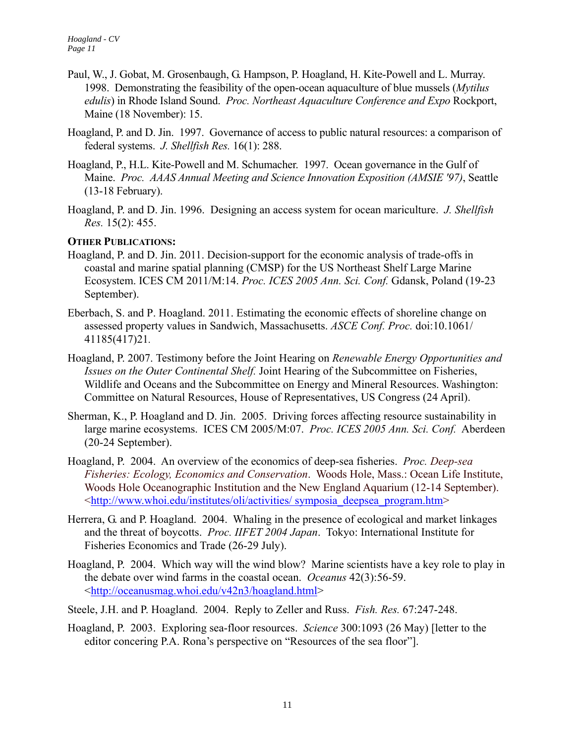Paul, W., J. Gobat, M. Grosenbaugh, G. Hampson, P. Hoagland, H. Kite-Powell and L. Murray. 1998. Demonstrating the feasibility of the open-ocean aquaculture of blue mussels (*Mytilus edulis*) in Rhode Island Sound. *Proc. Northeast Aquaculture Conference and Expo* Rockport, Maine (18 November): 15.

Hoagland, P. and D. Jin. 1997. Governance of access to public natural resources: a comparison of federal systems. *J. Shellfish Res.* 16(1): 288.

Hoagland, P., H.L. Kite-Powell and M. Schumacher. 1997. Ocean governance in the Gulf of Maine. *Proc. AAAS Annual Meeting and Science Innovation Exposition (AMSIE '97)*, Seattle (13-18 February).

Hoagland, P. and D. Jin. 1996. Designing an access system for ocean mariculture. *J. Shellfish Res.* 15(2): 455.

**OTHER PUBLICATIONS:**

Hoagland, P. and D. Jin. 2011. Decision-support for the economic analysis of trade-offs in coastal and marine spatial planning (CMSP) for the US Northeast Shelf Large Marine Ecosystem. ICES CM 2011/M:14. *Proc. ICES 2005 Ann. Sci. Conf.* Gdansk, Poland (19-23 September).

Eberbach, S. and P. Hoagland. 2011. Estimating the economic effects of shoreline change on assessed property values in Sandwich, Massachusetts. *ASCE Conf. Proc.* doi:10.1061/41185(417)21.

Hoagland, P. 2007. Testimony before the Joint Hearing on *Renewable Energy Opportunities and Issues on the Outer Continental Shelf.* Joint Hearing of the Subcommittee on Fisheries, Wildlife and Oceans and the Subcommittee on Energy and Mineral Resources. Washington: Committee on Natural Resources, House of Representatives, US Congress (24 April).

Sherman, K., P. Hoagland and D. Jin. 2005. Driving forces affecting resource sustainability in large marine ecosystems. ICES CM 2005/M:07. *Proc. ICES 2005 Ann. Sci. Conf.* Aberdeen (20-24 September).

Hoagland, P. 2004. An overview of the economics of deep-sea fisheries. *Proc. Deep-sea Fisheries: Ecology, Economics and Conservation*. Woods Hole, Mass.: Ocean Life Institute, Woods Hole Oceanographic Institution and the New England Aquarium (12-14 September). <http://www.whoi.edu/institutes/oli/activities/ symposia_deepsea_program.htm>

Herrera, G. and P. Hoagland. 2004. Whaling in the presence of ecological and market linkages and the threat of boycotts. *Proc. IIFET 2004 Japan*. Tokyo: International Institute for Fisheries Economics and Trade (26-29 July).

Hoagland, P. 2004. Which way will the wind blow? Marine scientists have a key role to play in the debate over wind farms in the coastal ocean. *Oceanus* 42(3):56-59. <http://oceanusmag.whoi.edu/v42n3/hoagland.html>

Steele, J.H. and P. Hoagland. 2004. Reply to Zeller and Russ. *Fish. Res.* 67:247-248.

Hoagland, P. 2003. Exploring sea-floor resources. *Science* 300:1093 (26 May) [letter to the editor concering P.A. Rona's perspective on "Resources of the sea floor"].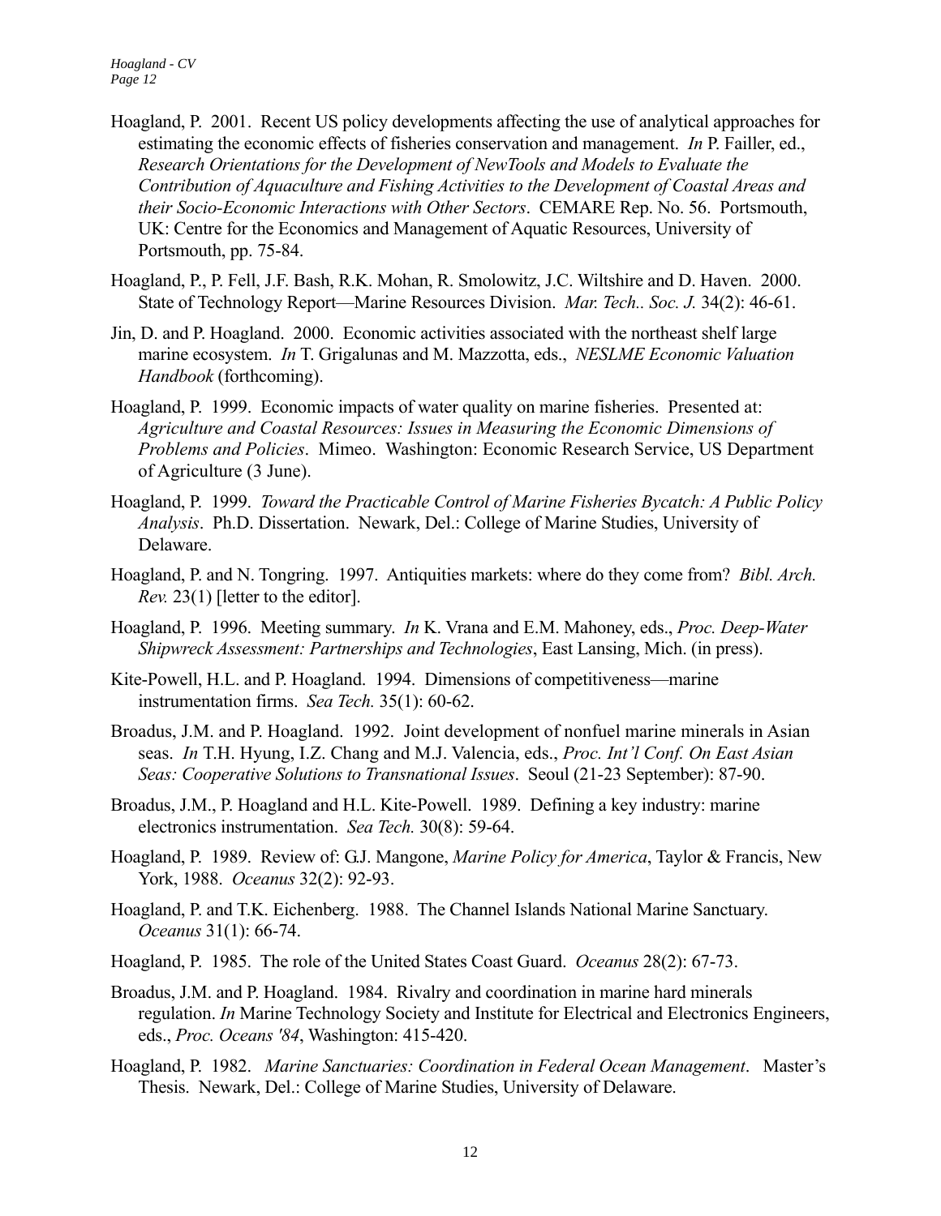Hoagland, P. 2001. Recent US policy developments affecting the use of analytical approaches for estimating the economic effects of fisheries conservation and management. *In* P. Failler, ed., *Research Orientations for the Development of NewTools and Models to Evaluate the Contribution of Aquaculture and Fishing Activities to the Development of Coastal Areas and their Socio-Economic Interactions with Other Sectors*. CEMARE Rep. No. 56. Portsmouth, UK: Centre for the Economics and Management of Aquatic Resources, University of Portsmouth, pp. 75-84.

Hoagland, P., P. Fell, J.F. Bash, R.K. Mohan, R. Smolowitz, J.C. Wiltshire and D. Haven. 2000. State of Technology Report—Marine Resources Division. *Mar. Tech.. Soc. J.* 34(2): 46-61.

Jin, D. and P. Hoagland. 2000. Economic activities associated with the northeast shelf large marine ecosystem. *In* T. Grigalunas and M. Mazzotta, eds., *NESLME Economic Valuation Handbook* (forthcoming).

Hoagland, P. 1999. Economic impacts of water quality on marine fisheries. Presented at: *Agriculture and Coastal Resources: Issues in Measuring the Economic Dimensions of Problems and Policies*. Mimeo. Washington: Economic Research Service, US Department of Agriculture (3 June).

Hoagland, P. 1999. *Toward the Practicable Control of Marine Fisheries Bycatch: A Public Policy Analysis*. Ph.D. Dissertation. Newark, Del.: College of Marine Studies, University of Delaware.

Hoagland, P. and N. Tongring. 1997. Antiquities markets: where do they come from? *Bibl. Arch. Rev.* 23(1) [letter to the editor].

Hoagland, P. 1996. Meeting summary. *In* K. Vrana and E.M. Mahoney, eds., *Proc. Deep-Water Shipwreck Assessment: Partnerships and Technologies*, East Lansing, Mich. (in press).

Kite-Powell, H.L. and P. Hoagland. 1994. Dimensions of competitiveness—marine instrumentation firms. *Sea Tech.* 35(1): 60-62.

Broadus, J.M. and P. Hoagland. 1992. Joint development of nonfuel marine minerals in Asian seas. *In* T.H. Hyung, I.Z. Chang and M.J. Valencia, eds., *Proc. Int'l Conf. On East Asian Seas: Cooperative Solutions to Transnational Issues*. Seoul (21-23 September): 87-90.

Broadus, J.M., P. Hoagland and H.L. Kite-Powell. 1989. Defining a key industry: marine electronics instrumentation. *Sea Tech.* 30(8): 59-64.

Hoagland, P. 1989. Review of: G.J. Mangone, *Marine Policy for America*, Taylor & Francis, New York, 1988. *Oceanus* 32(2): 92-93.

Hoagland, P. and T.K. Eichenberg. 1988. The Channel Islands National Marine Sanctuary. *Oceanus* 31(1): 66-74.

Hoagland, P. 1985. The role of the United States Coast Guard. *Oceanus* 28(2): 67-73.

Broadus, J.M. and P. Hoagland. 1984. Rivalry and coordination in marine hard minerals regulation. *In* Marine Technology Society and Institute for Electrical and Electronics Engineers, eds., *Proc. Oceans '84*, Washington: 415-420.

Hoagland, P. 1982. *Marine Sanctuaries: Coordination in Federal Ocean Management*. Master's Thesis. Newark, Del.: College of Marine Studies, University of Delaware.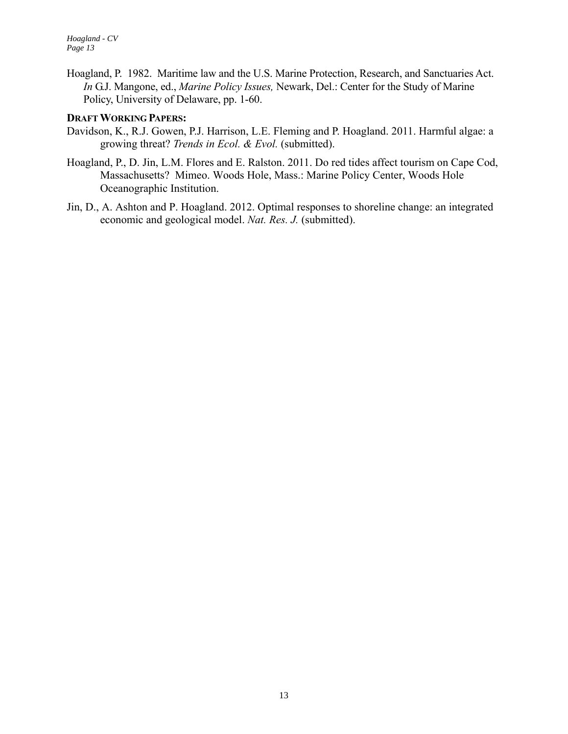Hoagland, P. 1982. Maritime law and the U.S. Marine Protection, Research, and Sanctuaries Act. *In* G.J. Mangone, ed., *Marine Policy Issues,* Newark, Del.: Center for the Study of Marine Policy, University of Delaware, pp. 1-60.

**DRAFT WORKING PAPERS:**

Davidson, K., R.J. Gowen, P.J. Harrison, L.E. Fleming and P. Hoagland. 2011. Harmful algae: a growing threat? *Trends in Ecol. & Evol.* (submitted).

Hoagland, P., D. Jin, L.M. Flores and E. Ralston. 2011. Do red tides affect tourism on Cape Cod, Massachusetts? Mimeo. Woods Hole, Mass.: Marine Policy Center, Woods Hole Oceanographic Institution.

Jin, D., A. Ashton and P. Hoagland. 2012. Optimal responses to shoreline change: an integrated economic and geological model. *Nat. Res. J.* (submitted).